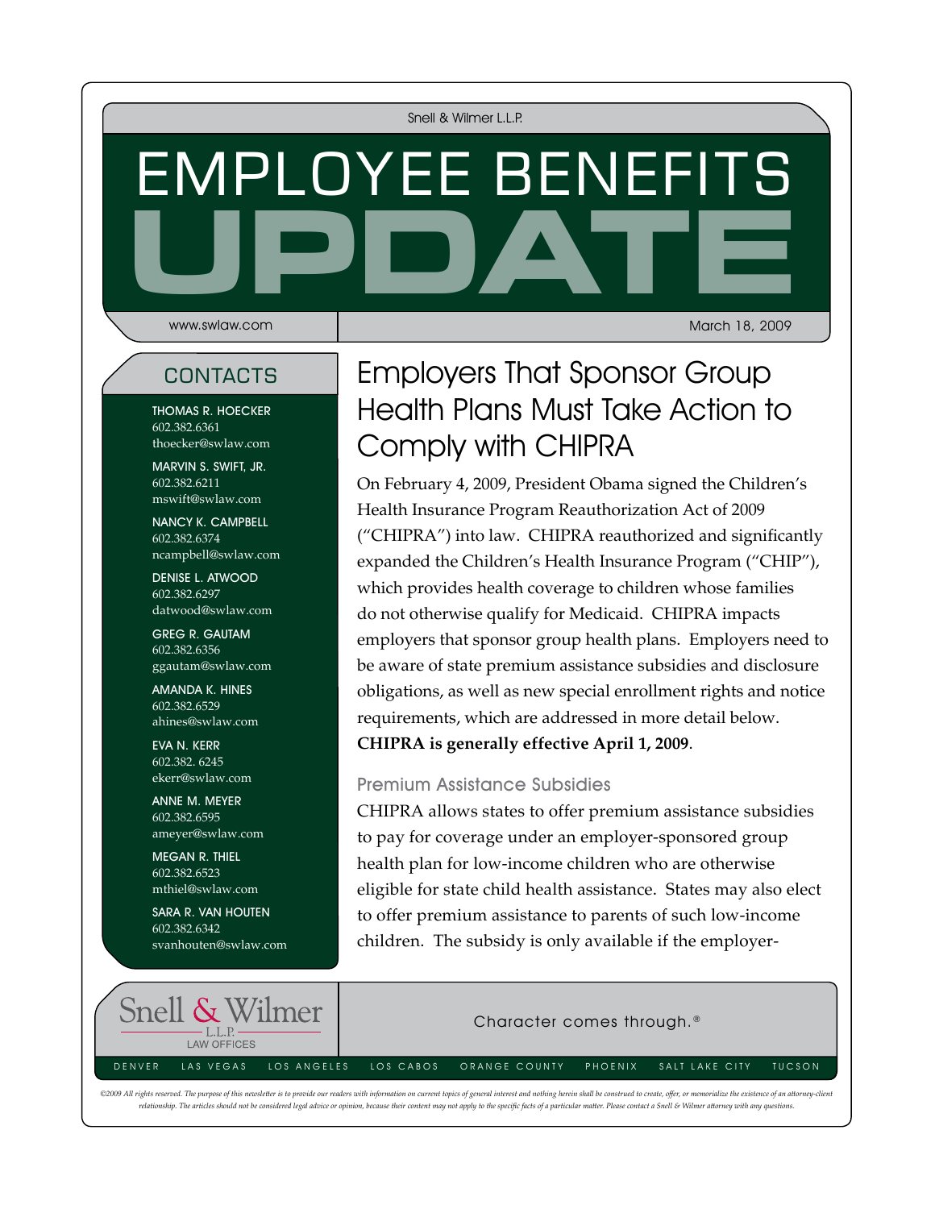Snell & Wilmer L.L.P.

# EMPLOYEE BENEFITS UPDATE

www.swlaw.com

March 18, 2009

## CONTACTS

THOMAS R. HOECKER
602.382.6361
thoecker@swlaw.com

MARVIN S. SWIFT, JR.
602.382.6211
mswift@swlaw.com

NANCY K. CAMPBELL
602.382.6374
ncampbell@swlaw.com

DENISE L. ATWOOD
602.382.6297
datwood@swlaw.com

GREG R. GAUTAM
602.382.6356
ggautam@swlaw.com

AMANDA K. HINES
602.382.6529
ahines@swlaw.com

EVA N. KERR
602.382. 6245
ekerr@swlaw.com

ANNE M. MEYER
602.382.6595
ameyer@swlaw.com

MEGAN R. THIEL
602.382.6523
mthiel@swlaw.com

SARA R. VAN HOUTEN
602.382.6342
svanhouten@swlaw.com

## Employers That Sponsor Group Health Plans Must Take Action to Comply with CHIPRA

On February 4, 2009, President Obama signed the Children's Health Insurance Program Reauthorization Act of 2009 ("CHIPRA") into law. CHIPRA reauthorized and significantly expanded the Children's Health Insurance Program ("CHIP"), which provides health coverage to children whose families do not otherwise qualify for Medicaid. CHIPRA impacts employers that sponsor group health plans. Employers need to be aware of state premium assistance subsidies and disclosure obligations, as well as new special enrollment rights and notice requirements, which are addressed in more detail below. **CHIPRA is generally effective April 1, 2009**.

### Premium Assistance Subsidies

CHIPRA allows states to offer premium assistance subsidies to pay for coverage under an employer-sponsored group health plan for low-income children who are otherwise eligible for state child health assistance. States may also elect to offer premium assistance to parents of such low-income children. The subsidy is only available if the employer-

Snell & Wilmer L.L.P. LAW OFFICES

Character comes through.®

DENVER LAS VEGAS LOS ANGELES LOS CABOS ORANGE COUNTY PHOENIX SALT LAKE CITY TUCSON

*©2009 All rights reserved. The purpose of this newsletter is to provide our readers with information on current topics of general interest and nothing herein shall be construed to create, offer, or memorialize the existence of an attorney-client relationship. The articles should not be considered legal advice or opinion, because their content may not apply to the specific facts of a particular matter. Please contact a Snell & Wilmer attorney with any questions.*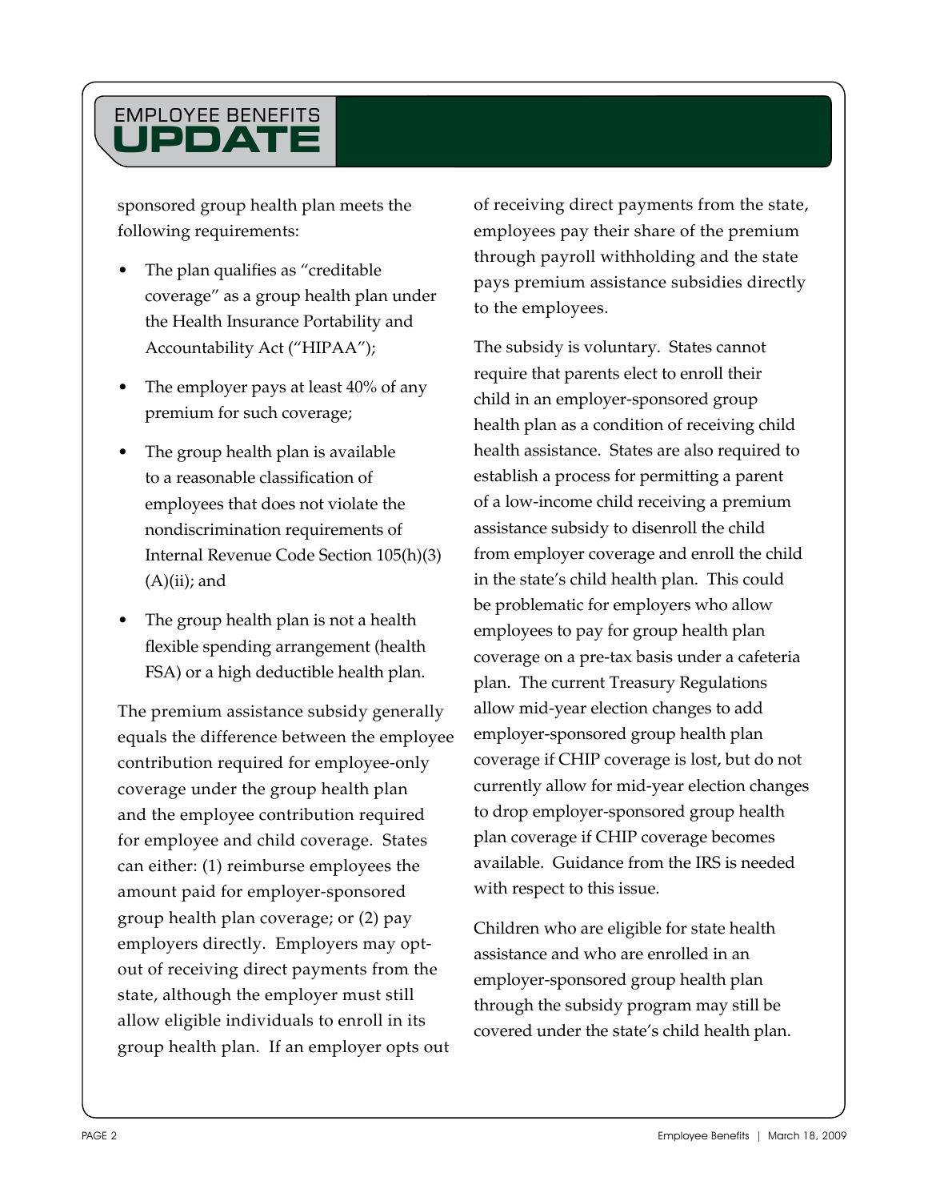sponsored group health plan meets the following requirements:

- The plan qualifies as "creditable coverage" as a group health plan under the Health Insurance Portability and Accountability Act ("HIPAA");
- The employer pays at least 40% of any premium for such coverage;
- The group health plan is available to a reasonable classification of employees that does not violate the nondiscrimination requirements of Internal Revenue Code Section 105(h)(3)(A)(ii); and
- The group health plan is not a health flexible spending arrangement (health FSA) or a high deductible health plan.

The premium assistance subsidy generally equals the difference between the employee contribution required for employee-only coverage under the group health plan and the employee contribution required for employee and child coverage. States can either: (1) reimburse employees the amount paid for employer-sponsored group health plan coverage; or (2) pay employers directly. Employers may opt-out of receiving direct payments from the state, although the employer must still allow eligible individuals to enroll in its group health plan. If an employer opts out of receiving direct payments from the state, employees pay their share of the premium through payroll withholding and the state pays premium assistance subsidies directly to the employees.

The subsidy is voluntary. States cannot require that parents elect to enroll their child in an employer-sponsored group health plan as a condition of receiving child health assistance. States are also required to establish a process for permitting a parent of a low-income child receiving a premium assistance subsidy to disenroll the child from employer coverage and enroll the child in the state's child health plan. This could be problematic for employers who allow employees to pay for group health plan coverage on a pre-tax basis under a cafeteria plan. The current Treasury Regulations allow mid-year election changes to add employer-sponsored group health plan coverage if CHIP coverage is lost, but do not currently allow for mid-year election changes to drop employer-sponsored group health plan coverage if CHIP coverage becomes available. Guidance from the IRS is needed with respect to this issue.

Children who are eligible for state health assistance and who are enrolled in an employer-sponsored group health plan through the subsidy program may still be covered under the state's child health plan.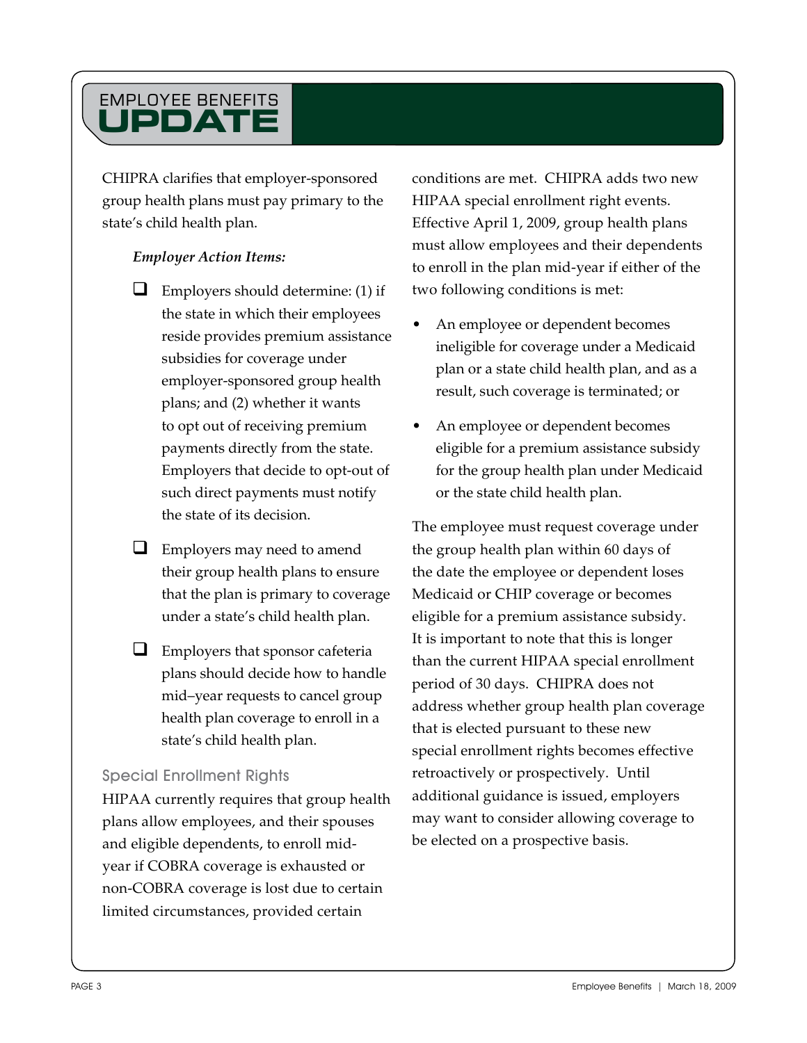CHIPRA clarifies that employer-sponsored group health plans must pay primary to the state's child health plan.

*Employer Action Items:*

- ☐ Employers should determine: (1) if the state in which their employees reside provides premium assistance subsidies for coverage under employer-sponsored group health plans; and (2) whether it wants to opt out of receiving premium payments directly from the state. Employers that decide to opt-out of such direct payments must notify the state of its decision.
- ☐ Employers may need to amend their group health plans to ensure that the plan is primary to coverage under a state's child health plan.
- ☐ Employers that sponsor cafeteria plans should decide how to handle mid–year requests to cancel group health plan coverage to enroll in a state's child health plan.

## Special Enrollment Rights

HIPAA currently requires that group health plans allow employees, and their spouses and eligible dependents, to enroll mid-year if COBRA coverage is exhausted or non-COBRA coverage is lost due to certain limited circumstances, provided certain conditions are met. CHIPRA adds two new HIPAA special enrollment right events. Effective April 1, 2009, group health plans must allow employees and their dependents to enroll in the plan mid-year if either of the two following conditions is met:

- An employee or dependent becomes ineligible for coverage under a Medicaid plan or a state child health plan, and as a result, such coverage is terminated; or
- An employee or dependent becomes eligible for a premium assistance subsidy for the group health plan under Medicaid or the state child health plan.

The employee must request coverage under the group health plan within 60 days of the date the employee or dependent loses Medicaid or CHIP coverage or becomes eligible for a premium assistance subsidy. It is important to note that this is longer than the current HIPAA special enrollment period of 30 days. CHIPRA does not address whether group health plan coverage that is elected pursuant to these new special enrollment rights becomes effective retroactively or prospectively. Until additional guidance is issued, employers may want to consider allowing coverage to be elected on a prospective basis.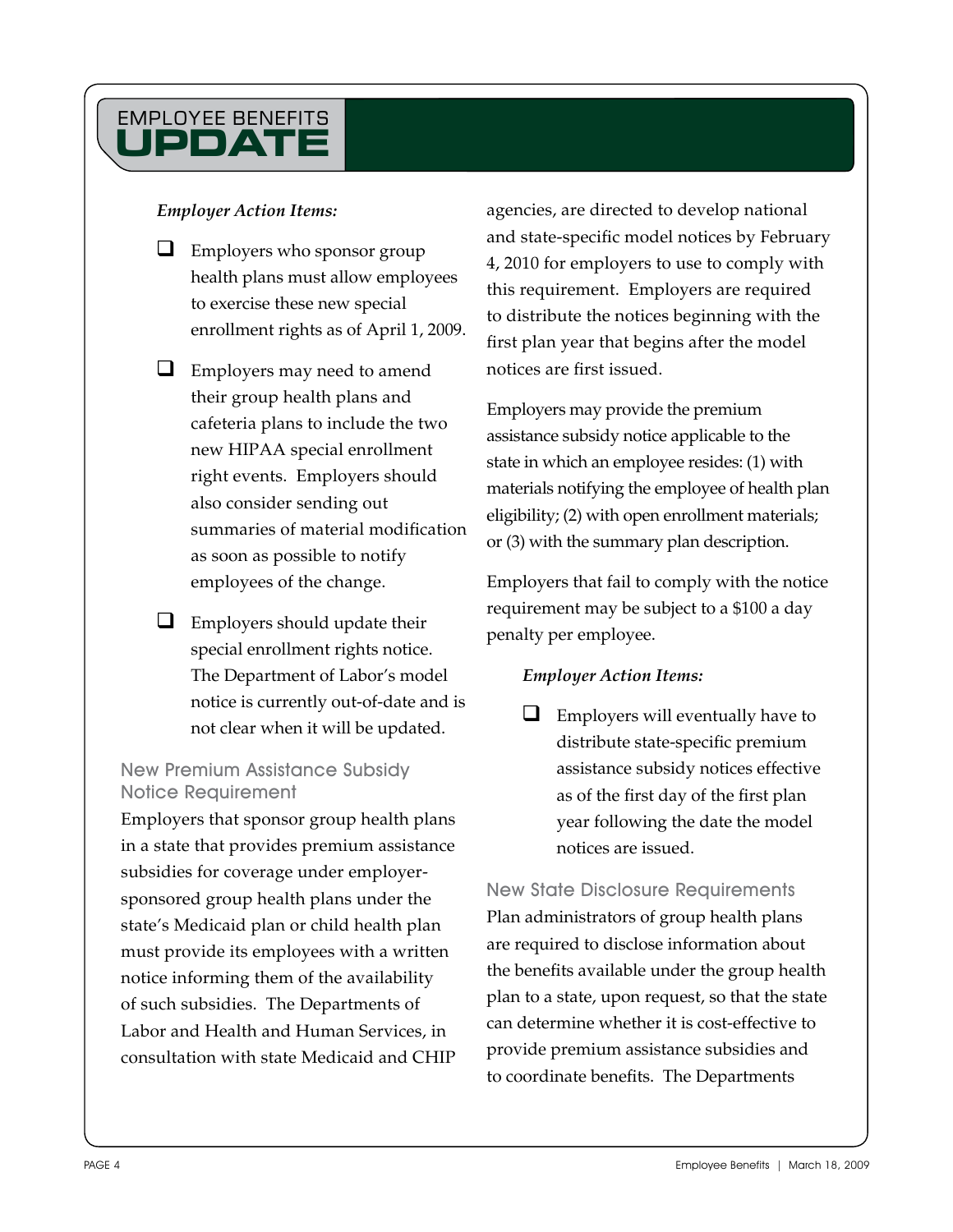*Employer Action Items:*

- Employers who sponsor group health plans must allow employees to exercise these new special enrollment rights as of April 1, 2009.
- Employers may need to amend their group health plans and cafeteria plans to include the two new HIPAA special enrollment right events. Employers should also consider sending out summaries of material modification as soon as possible to notify employees of the change.
- Employers should update their special enrollment rights notice. The Department of Labor's model notice is currently out-of-date and is not clear when it will be updated.

## New Premium Assistance Subsidy Notice Requirement

Employers that sponsor group health plans in a state that provides premium assistance subsidies for coverage under employer-sponsored group health plans under the state's Medicaid plan or child health plan must provide its employees with a written notice informing them of the availability of such subsidies. The Departments of Labor and Health and Human Services, in consultation with state Medicaid and CHIP agencies, are directed to develop national and state-specific model notices by February 4, 2010 for employers to use to comply with this requirement. Employers are required to distribute the notices beginning with the first plan year that begins after the model notices are first issued.

Employers may provide the premium assistance subsidy notice applicable to the state in which an employee resides: (1) with materials notifying the employee of health plan eligibility; (2) with open enrollment materials; or (3) with the summary plan description.

Employers that fail to comply with the notice requirement may be subject to a $100 a day penalty per employee.

*Employer Action Items:*

- Employers will eventually have to distribute state-specific premium assistance subsidy notices effective as of the first day of the first plan year following the date the model notices are issued.

## New State Disclosure Requirements

Plan administrators of group health plans are required to disclose information about the benefits available under the group health plan to a state, upon request, so that the state can determine whether it is cost-effective to provide premium assistance subsidies and to coordinate benefits. The Departments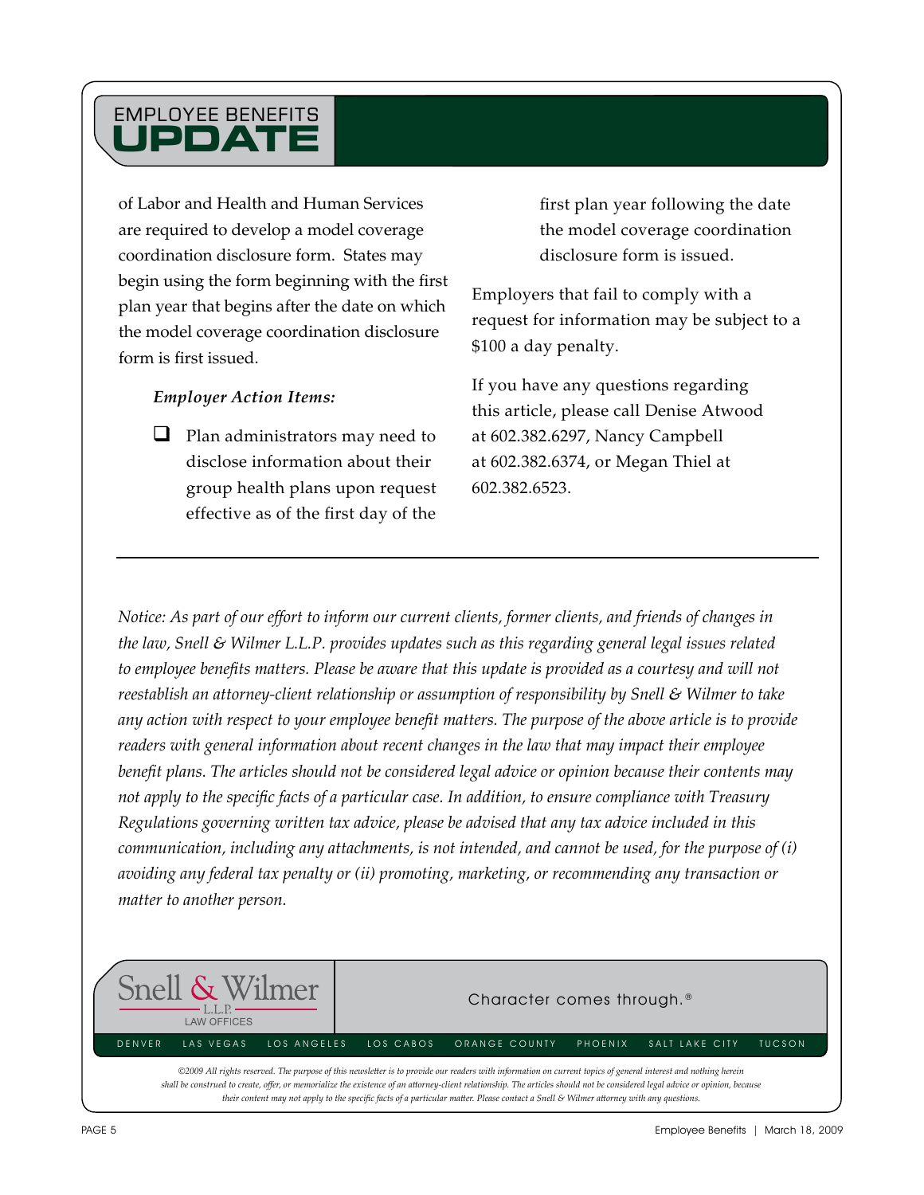of Labor and Health and Human Services are required to develop a model coverage coordination disclosure form. States may begin using the form beginning with the first plan year that begins after the date on which the model coverage coordination disclosure form is first issued.

*Employer Action Items:*

- ☐ Plan administrators may need to disclose information about their group health plans upon request effective as of the first day of the first plan year following the date the model coverage coordination disclosure form is issued.

Employers that fail to comply with a request for information may be subject to a $100 a day penalty.

If you have any questions regarding this article, please call Denise Atwood at 602.382.6297, Nancy Campbell at 602.382.6374, or Megan Thiel at 602.382.6523.

---

*Notice: As part of our effort to inform our current clients, former clients, and friends of changes in the law, Snell & Wilmer L.L.P. provides updates such as this regarding general legal issues related to employee benefits matters. Please be aware that this update is provided as a courtesy and will not reestablish an attorney-client relationship or assumption of responsibility by Snell & Wilmer to take any action with respect to your employee benefit matters. The purpose of the above article is to provide readers with general information about recent changes in the law that may impact their employee benefit plans. The articles should not be considered legal advice or opinion because their contents may not apply to the specific facts of a particular case. In addition, to ensure compliance with Treasury Regulations governing written tax advice, please be advised that any tax advice included in this communication, including any attachments, is not intended, and cannot be used, for the purpose of (i) avoiding any federal tax penalty or (ii) promoting, marketing, or recommending any transaction or matter to another person.*

Snell & Wilmer L.L.P. LAW OFFICES

Character comes through.®

DENVER LAS VEGAS LOS ANGELES LOS CABOS ORANGE COUNTY PHOENIX SALT LAKE CITY TUCSON

*©2009 All rights reserved. The purpose of this newsletter is to provide our readers with information on current topics of general interest and nothing herein shall be construed to create, offer, or memorialize the existence of an attorney-client relationship. The articles should not be considered legal advice or opinion, because their content may not apply to the specific facts of a particular matter. Please contact a Snell & Wilmer attorney with any questions.*